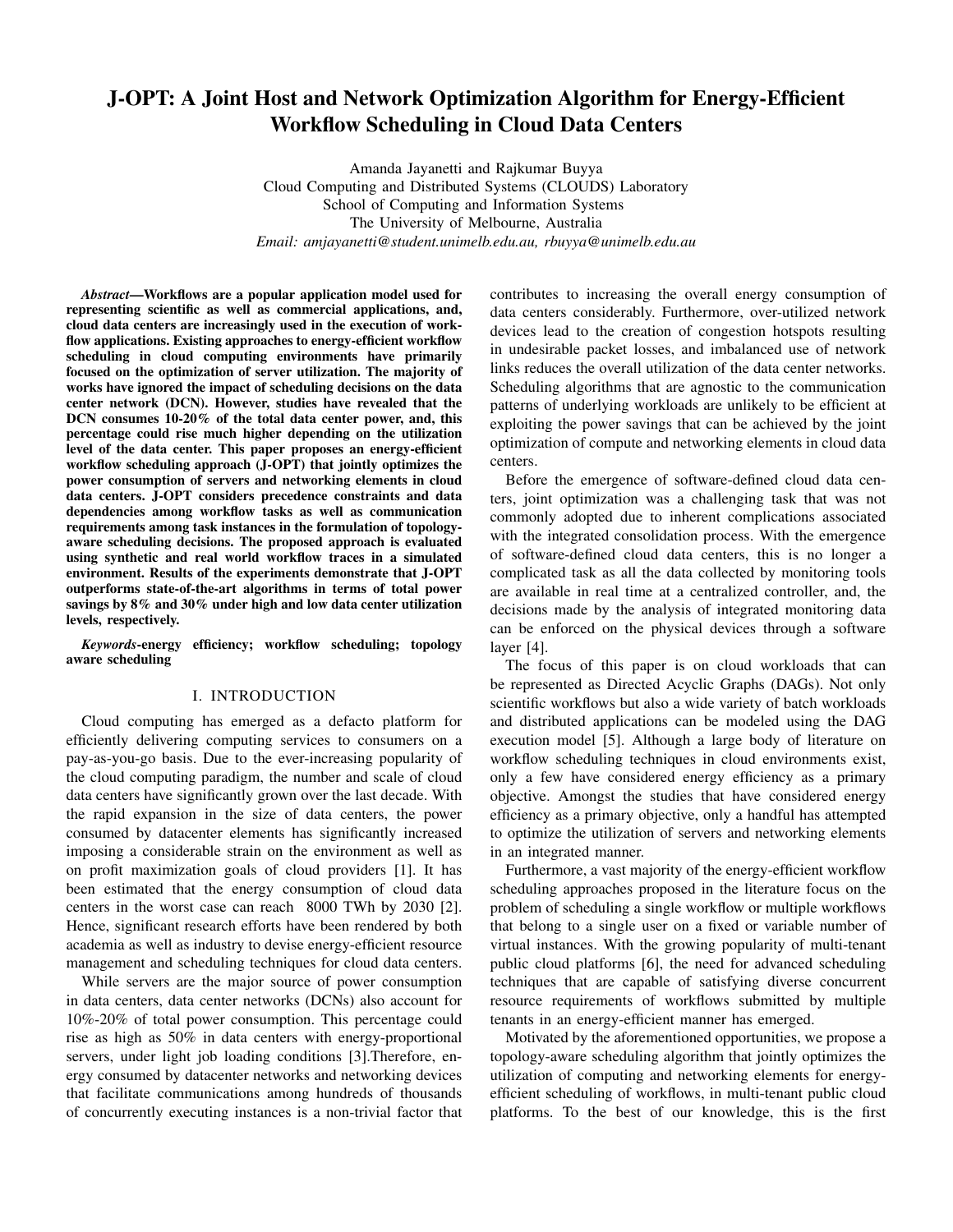# J-OPT: A Joint Host and Network Optimization Algorithm for Energy-Efficient Workflow Scheduling in Cloud Data Centers

Amanda Jayanetti and Rajkumar Buyya
Cloud Computing and Distributed Systems (CLOUDS) Laboratory
School of Computing and Information Systems
The University of Melbourne, Australia
*Email: amjayanetti@student.unimelb.edu.au, rbuyya@unimelb.edu.au*

***Abstract*—Workflows are a popular application model used for representing scientific as well as commercial applications, and, cloud data centers are increasingly used in the execution of workflow applications. Existing approaches to energy-efficient workflow scheduling in cloud computing environments have primarily focused on the optimization of server utilization. The majority of works have ignored the impact of scheduling decisions on the data center network (DCN). However, studies have revealed that the DCN consumes 10-20% of the total data center power, and, this percentage could rise much higher depending on the utilization level of the data center. This paper proposes an energy-efficient workflow scheduling approach (J-OPT) that jointly optimizes the power consumption of servers and networking elements in cloud data centers. J-OPT considers precedence constraints and data dependencies among workflow tasks as well as communication requirements among task instances in the formulation of topology-aware scheduling decisions. The proposed approach is evaluated using synthetic and real world workflow traces in a simulated environment. Results of the experiments demonstrate that J-OPT outperforms state-of-the-art algorithms in terms of total power savings by 8% and 30% under high and low data center utilization levels, respectively.**

***Keywords*-energy efficiency; workflow scheduling; topology aware scheduling**

## I. INTRODUCTION

Cloud computing has emerged as a defacto platform for efficiently delivering computing services to consumers on a pay-as-you-go basis. Due to the ever-increasing popularity of the cloud computing paradigm, the number and scale of cloud data centers have significantly grown over the last decade. With the rapid expansion in the size of data centers, the power consumed by datacenter elements has significantly increased imposing a considerable strain on the environment as well as on profit maximization goals of cloud providers [1]. It has been estimated that the energy consumption of cloud data centers in the worst case can reach 8000 TWh by 2030 [2]. Hence, significant research efforts have been rendered by both academia as well as industry to devise energy-efficient resource management and scheduling techniques for cloud data centers.

While servers are the major source of power consumption in data centers, data center networks (DCNs) also account for 10%-20% of total power consumption. This percentage could rise as high as 50% in data centers with energy-proportional servers, under light job loading conditions [3].Therefore, energy consumed by datacenter networks and networking devices that facilitate communications among hundreds of thousands of concurrently executing instances is a non-trivial factor that contributes to increasing the overall energy consumption of data centers considerably. Furthermore, over-utilized network devices lead to the creation of congestion hotspots resulting in undesirable packet losses, and imbalanced use of network links reduces the overall utilization of the data center networks. Scheduling algorithms that are agnostic to the communication patterns of underlying workloads are unlikely to be efficient at exploiting the power savings that can be achieved by the joint optimization of compute and networking elements in cloud data centers.

Before the emergence of software-defined cloud data centers, joint optimization was a challenging task that was not commonly adopted due to inherent complications associated with the integrated consolidation process. With the emergence of software-defined cloud data centers, this is no longer a complicated task as all the data collected by monitoring tools are available in real time at a centralized controller, and, the decisions made by the analysis of integrated monitoring data can be enforced on the physical devices through a software layer [4].

The focus of this paper is on cloud workloads that can be represented as Directed Acyclic Graphs (DAGs). Not only scientific workflows but also a wide variety of batch workloads and distributed applications can be modeled using the DAG execution model [5]. Although a large body of literature on workflow scheduling techniques in cloud environments exist, only a few have considered energy efficiency as a primary objective. Amongst the studies that have considered energy efficiency as a primary objective, only a handful has attempted to optimize the utilization of servers and networking elements in an integrated manner.

Furthermore, a vast majority of the energy-efficient workflow scheduling approaches proposed in the literature focus on the problem of scheduling a single workflow or multiple workflows that belong to a single user on a fixed or variable number of virtual instances. With the growing popularity of multi-tenant public cloud platforms [6], the need for advanced scheduling techniques that are capable of satisfying diverse concurrent resource requirements of workflows submitted by multiple tenants in an energy-efficient manner has emerged.

Motivated by the aforementioned opportunities, we propose a topology-aware scheduling algorithm that jointly optimizes the utilization of computing and networking elements for energy-efficient scheduling of workflows, in multi-tenant public cloud platforms. To the best of our knowledge, this is the first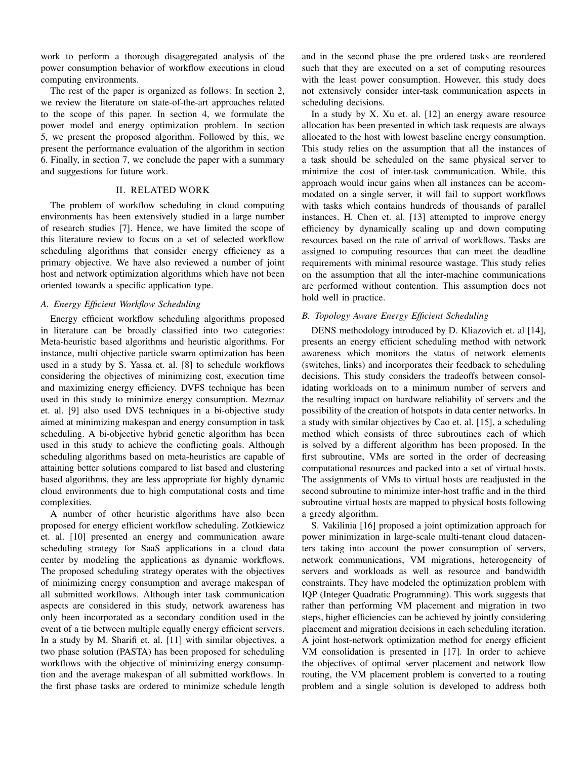work to perform a thorough disaggregated analysis of the power consumption behavior of workflow executions in cloud computing environments.

The rest of the paper is organized as follows: In section 2, we review the literature on state-of-the-art approaches related to the scope of this paper. In section 4, we formulate the power model and energy optimization problem. In section 5, we present the proposed algorithm. Followed by this, we present the performance evaluation of the algorithm in section 6. Finally, in section 7, we conclude the paper with a summary and suggestions for future work.

## II. RELATED WORK

The problem of workflow scheduling in cloud computing environments has been extensively studied in a large number of research studies [7]. Hence, we have limited the scope of this literature review to focus on a set of selected workflow scheduling algorithms that consider energy efficiency as a primary objective. We have also reviewed a number of joint host and network optimization algorithms which have not been oriented towards a specific application type.

### *A. Energy Efficient Workflow Scheduling*

Energy efficient workflow scheduling algorithms proposed in literature can be broadly classified into two categories: Meta-heuristic based algorithms and heuristic algorithms. For instance, multi objective particle swarm optimization has been used in a study by S. Yassa et. al. [8] to schedule workflows considering the objectives of minimizing cost, execution time and maximizing energy efficiency. DVFS technique has been used in this study to minimize energy consumption. Mezmaz et. al. [9] also used DVS techniques in a bi-objective study aimed at minimizing makespan and energy consumption in task scheduling. A bi-objective hybrid genetic algorithm has been used in this study to achieve the conflicting goals. Although scheduling algorithms based on meta-heuristics are capable of attaining better solutions compared to list based and clustering based algorithms, they are less appropriate for highly dynamic cloud environments due to high computational costs and time complexities.

A number of other heuristic algorithms have also been proposed for energy efficient workflow scheduling. Zotkiewicz et. al. [10] presented an energy and communication aware scheduling strategy for SaaS applications in a cloud data center by modeling the applications as dynamic workflows. The proposed scheduling strategy operates with the objectives of minimizing energy consumption and average makespan of all submitted workflows. Although inter task communication aspects are considered in this study, network awareness has only been incorporated as a secondary condition used in the event of a tie between multiple equally energy efficient servers. In a study by M. Sharifi et. al. [11] with similar objectives, a two phase solution (PASTA) has been proposed for scheduling workflows with the objective of minimizing energy consumption and the average makespan of all submitted workflows. In the first phase tasks are ordered to minimize schedule length and in the second phase the pre ordered tasks are reordered such that they are executed on a set of computing resources with the least power consumption. However, this study does not extensively consider inter-task communication aspects in scheduling decisions.

In a study by X. Xu et. al. [12] an energy aware resource allocation has been presented in which task requests are always allocated to the host with lowest baseline energy consumption. This study relies on the assumption that all the instances of a task should be scheduled on the same physical server to minimize the cost of inter-task communication. While, this approach would incur gains when all instances can be accommodated on a single server, it will fail to support workflows with tasks which contains hundreds of thousands of parallel instances. H. Chen et. al. [13] attempted to improve energy efficiency by dynamically scaling up and down computing resources based on the rate of arrival of workflows. Tasks are assigned to computing resources that can meet the deadline requirements with minimal resource wastage. This study relies on the assumption that all the inter-machine communications are performed without contention. This assumption does not hold well in practice.

### *B. Topology Aware Energy Efficient Scheduling*

DENS methodology introduced by D. Kliazovich et. al [14], presents an energy efficient scheduling method with network awareness which monitors the status of network elements (switches, links) and incorporates their feedback to scheduling decisions. This study considers the tradeoffs between consolidating workloads on to a minimum number of servers and the resulting impact on hardware reliability of servers and the possibility of the creation of hotspots in data center networks. In a study with similar objectives by Cao et. al. [15], a scheduling method which consists of three subroutines each of which is solved by a different algorithm has been proposed. In the first subroutine, VMs are sorted in the order of decreasing computational resources and packed into a set of virtual hosts. The assignments of VMs to virtual hosts are readjusted in the second subroutine to minimize inter-host traffic and in the third subroutine virtual hosts are mapped to physical hosts following a greedy algorithm.

S. Vakilinia [16] proposed a joint optimization approach for power minimization in large-scale multi-tenant cloud datacenters taking into account the power consumption of servers, network communications, VM migrations, heterogeneity of servers and workloads as well as resource and bandwidth constraints. They have modeled the optimization problem with IQP (Integer Quadratic Programming). This work suggests that rather than performing VM placement and migration in two steps, higher efficiencies can be achieved by jointly considering placement and migration decisions in each scheduling iteration. A joint host-network optimization method for energy efficient VM consolidation is presented in [17]. In order to achieve the objectives of optimal server placement and network flow routing, the VM placement problem is converted to a routing problem and a single solution is developed to address both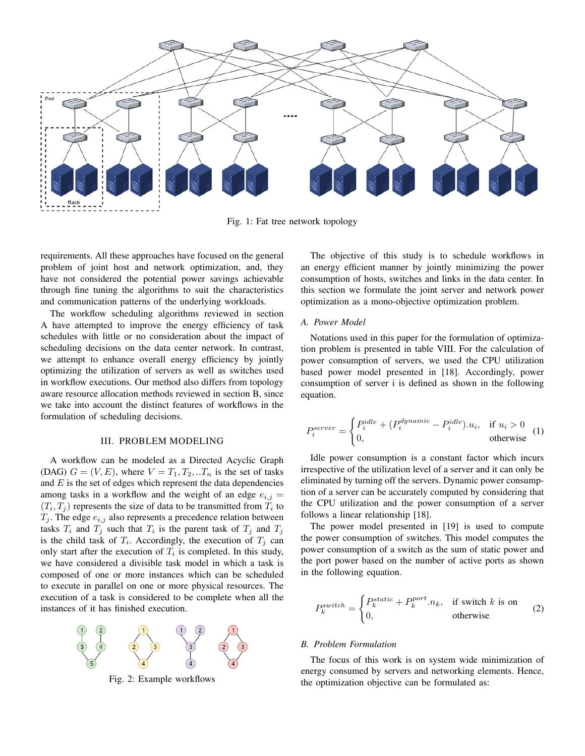Fig. 1: Fat tree network topology

requirements. All these approaches have focused on the general problem of joint host and network optimization, and, they have not considered the potential power savings achievable through fine tuning the algorithms to suit the characteristics and communication patterns of the underlying workloads.

The workflow scheduling algorithms reviewed in section A have attempted to improve the energy efficiency of task schedules with little or no consideration about the impact of scheduling decisions on the data center network. In contrast, we attempt to enhance overall energy efficiency by jointly optimizing the utilization of servers as well as switches used in workflow executions. Our method also differs from topology aware resource allocation methods reviewed in section B, since we take into account the distinct features of workflows in the formulation of scheduling decisions.

## III. Problem Modeling

A workflow can be modeled as a Directed Acyclic Graph (DAG) $G = (V, E)$, where $V = T_1, T_2, ..T_n$ is the set of tasks and $E$ is the set of edges which represent the data dependencies among tasks in a workflow and the weight of an edge $e_{i,j} = (T_i, T_j)$ represents the size of data to be transmitted from $T_i$ to $T_j$. The edge $e_{i,j}$ also represents a precedence relation between tasks $T_i$ and $T_j$ such that $T_i$ is the parent task of $T_j$ and $T_j$ is the child task of $T_i$. Accordingly, the execution of $T_j$ can only start after the execution of $T_i$ is completed. In this study, we have considered a divisible task model in which a task is composed of one or more instances which can be scheduled to execute in parallel on one or more physical resources. The execution of a task is considered to be complete when all the instances of it has finished execution.

Fig. 2: Example workflows

The objective of this study is to schedule workflows in an energy efficient manner by jointly minimizing the power consumption of hosts, switches and links in the data center. In this section we formulate the joint server and network power optimization as a mono-objective optimization problem.

### A. Power Model

Notations used in this paper for the formulation of optimization problem is presented in table VIII. For the calculation of power consumption of servers, we used the CPU utilization based power model presented in [18]. Accordingly, power consumption of server i is defined as shown in the following equation.

$$P_i^{server} = \begin{cases} P_i^{idle} + (P_i^{dynamic} - P_i^{idle}).u_i, & \text{if } u_i > 0 \\ 0, & \text{otherwise} \end{cases} \quad (1)$$

Idle power consumption is a constant factor which incurs irrespective of the utilization level of a server and it can only be eliminated by turning off the servers. Dynamic power consumption of a server can be accurately computed by considering that the CPU utilization and the power consumption of a server follows a linear relationship [18].

The power model presented in [19] is used to compute the power consumption of switches. This model computes the power consumption of a switch as the sum of static power and the port power based on the number of active ports as shown in the following equation.

$$P_k^{switch} = \begin{cases} P_k^{static} + P_k^{port}.n_k, & \text{if switch } k \text{ is on} \\ 0, & \text{otherwise} \end{cases} \quad (2)$$

### B. Problem Formulation

The focus of this work is on system wide minimization of energy consumed by servers and networking elements. Hence, the optimization objective can be formulated as: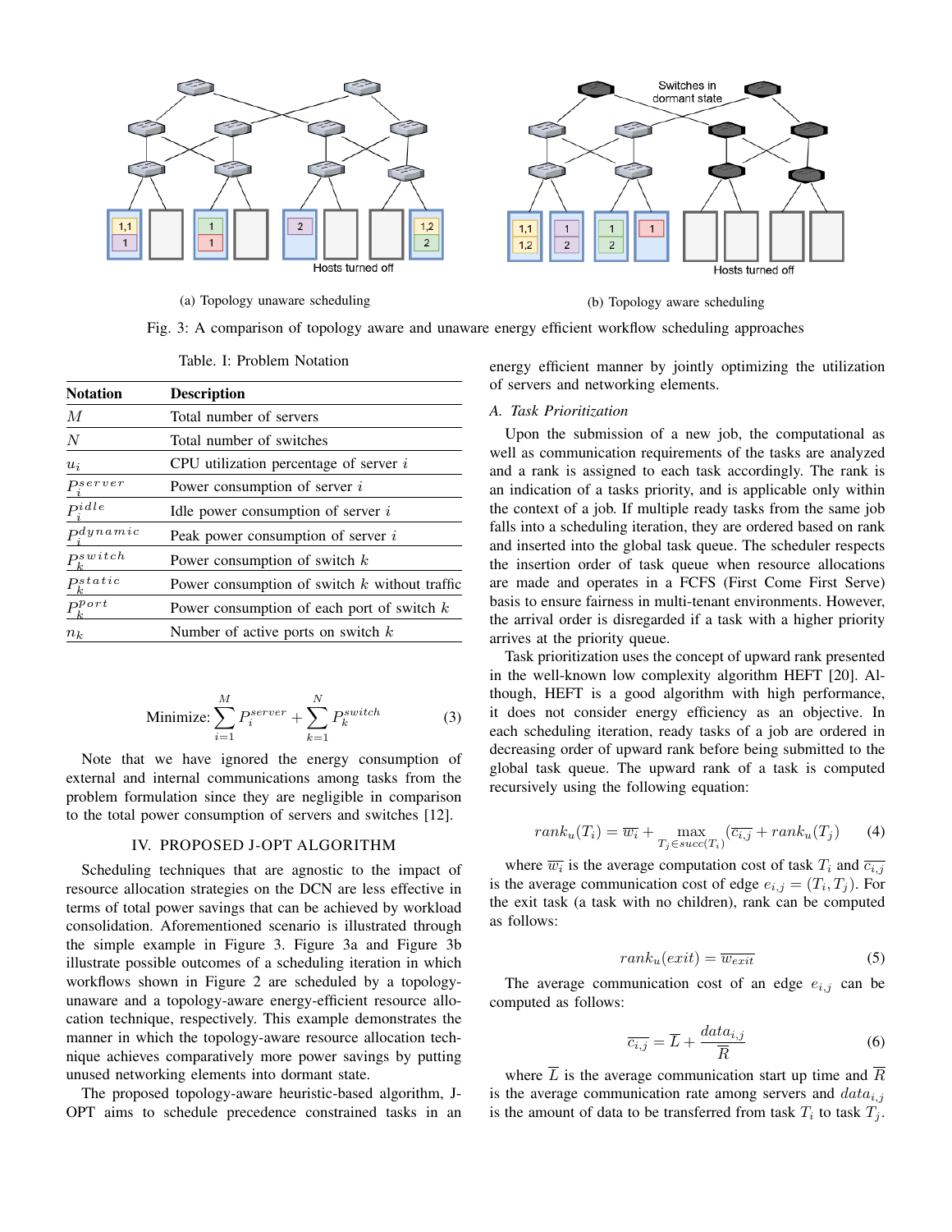(a) Topology unaware scheduling

(b) Topology aware scheduling

Fig. 3: A comparison of topology aware and unaware energy efficient workflow scheduling approaches

Table. I: Problem Notation

| Notation | Description |
|---|---|
| $M$ | Total number of servers |
| $N$ | Total number of switches |
| $u_i$ | CPU utilization percentage of server $i$ |
| $P_i^{server}$ | Power consumption of server $i$ |
| $P_i^{idle}$ | Idle power consumption of server $i$ |
| $P_i^{dynamic}$ | Peak power consumption of server $i$ |
| $P_k^{switch}$ | Power consumption of switch $k$ |
| $P_k^{static}$ | Power consumption of switch $k$ without traffic |
| $P_k^{port}$ | Power consumption of each port of switch $k$ |
| $n_k$ | Number of active ports on switch $k$ |

$$\text{Minimize: } \sum_{i=1}^{M} P_i^{server} + \sum_{k=1}^{N} P_k^{switch} \tag{3}$$

Note that we have ignored the energy consumption of external and internal communications among tasks from the problem formulation since they are negligible in comparison to the total power consumption of servers and switches [12].

## IV. Proposed J-OPT Algorithm

Scheduling techniques that are agnostic to the impact of resource allocation strategies on the DCN are less effective in terms of total power savings that can be achieved by workload consolidation. Aforementioned scenario is illustrated through the simple example in Figure 3. Figure 3a and Figure 3b illustrate possible outcomes of a scheduling iteration in which workflows shown in Figure 2 are scheduled by a topology-unaware and a topology-aware energy-efficient resource allocation technique, respectively. This example demonstrates the manner in which the topology-aware resource allocation technique achieves comparatively more power savings by putting unused networking elements into dormant state.

The proposed topology-aware heuristic-based algorithm, J-OPT aims to schedule precedence constrained tasks in an energy efficient manner by jointly optimizing the utilization of servers and networking elements.

### A. Task Prioritization

Upon the submission of a new job, the computational as well as communication requirements of the tasks are analyzed and a rank is assigned to each task accordingly. The rank is an indication of a tasks priority, and is applicable only within the context of a job. If multiple ready tasks from the same job falls into a scheduling iteration, they are ordered based on rank and inserted into the global task queue. The scheduler respects the insertion order of task queue when resource allocations are made and operates in a FCFS (First Come First Serve) basis to ensure fairness in multi-tenant environments. However, the arrival order is disregarded if a task with a higher priority arrives at the priority queue.

Task prioritization uses the concept of upward rank presented in the well-known low complexity algorithm HEFT [20]. Although, HEFT is a good algorithm with high performance, it does not consider energy efficiency as an objective. In each scheduling iteration, ready tasks of a job are ordered in decreasing order of upward rank before being submitted to the global task queue. The upward rank of a task is computed recursively using the following equation:

$$rank_u(T_i) = \overline{w_i} + \max_{T_j \in succ(T_i)} (\overline{c_{i,j}} + rank_u(T_j)) \tag{4}$$

where $\overline{w_i}$ is the average computation cost of task $T_i$ and $\overline{c_{i,j}}$ is the average communication cost of edge $e_{i,j} = (T_i, T_j)$. For the exit task (a task with no children), rank can be computed as follows:

$$rank_u(exit) = \overline{w_{exit}} \tag{5}$$

The average communication cost of an edge $e_{i,j}$ can be computed as follows:

$$\overline{c_{i,j}} = \overline{L} + \frac{data_{i,j}}{\overline{R}} \tag{6}$$

where $\overline{L}$ is the average communication start up time and $\overline{R}$ is the average communication rate among servers and $data_{i,j}$ is the amount of data to be transferred from task $T_i$ to task $T_j$.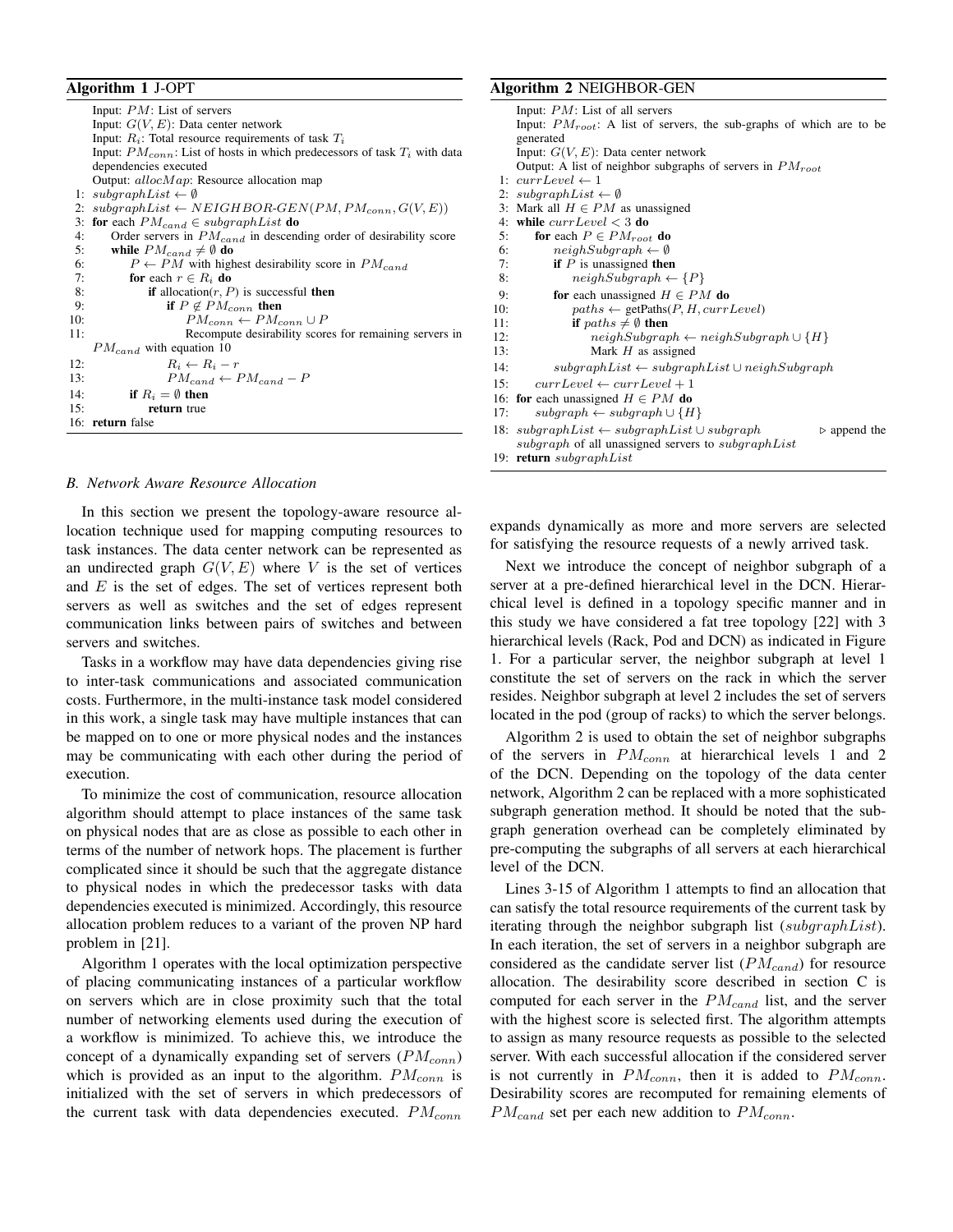**Algorithm 1** J-OPT

```
    Input: PM: List of servers
    Input: G(V,E): Data center network
    Input: R_i: Total resource requirements of task T_i
    Input: PM_conn: List of hosts in which predecessors of task T_i with data
    dependencies executed
    Output: allocMap: Resource allocation map
 1: subgraphList ← ∅
 2: subgraphList ← NEIGHBOR-GEN(PM, PM_conn, G(V,E))
 3: for each PM_cand ∈ subgraphList do
 4:     Order servers in PM_cand in descending order of desirability score
 5:     while PM_cand ≠ ∅ do
 6:         P ← PM with highest desirability score in PM_cand
 7:         for each r ∈ R_i do
 8:             if allocation(r, P) is successful then
 9:                 if P ∉ PM_conn then
10:                     PM_conn ← PM_conn ∪ P
11:                     Recompute desirability scores for remaining servers in
    PM_cand with equation 10
12:                 R_i ← R_i − r
13:             PM_cand ← PM_cand − P
14:         if R_i = ∅ then
15:             return true
16: return false
```

**Algorithm 2** NEIGHBOR-GEN

```
    Input: PM: List of all servers
    Input: PM_root: A list of servers, the sub-graphs of which are to be
    generated
    Input: G(V,E): Data center network
    Output: A list of neighbor subgraphs of servers in PM_root
 1: currLevel ← 1
 2: subgraphList ← ∅
 3: Mark all H ∈ PM as unassigned
 4: while currLevel < 3 do
 5:     for each P ∈ PM_root do
 6:         neighSubgraph ← ∅
 7:         if P is unassigned then
 8:             neighSubgraph ← {P}
 9:         for each unassigned H ∈ PM do
10:             paths ← getPaths(P, H, currLevel)
11:             if paths ≠ ∅ then
12:                 neighSubgraph ← neighSubgraph ∪ {H}
13:                 Mark H as assigned
14:         subgraphList ← subgraphList ∪ neighSubgraph
15:     currLevel ← currLevel + 1
16: for each unassigned H ∈ PM do
17:     subgraph ← subgraph ∪ {H}
18: subgraphList ← subgraphList ∪ subgraph        ▷ append the
    subgraph of all unassigned servers to subgraphList
19: return subgraphList
```

### B. Network Aware Resource Allocation

In this section we present the topology-aware resource allocation technique used for mapping computing resources to task instances. The data center network can be represented as an undirected graph $G(V,E)$ where $V$ is the set of vertices and $E$ is the set of edges. The set of vertices represent both servers as well as switches and the set of edges represent communication links between pairs of switches and between servers and switches.

Tasks in a workflow may have data dependencies giving rise to inter-task communications and associated communication costs. Furthermore, in the multi-instance task model considered in this work, a single task may have multiple instances that can be mapped on to one or more physical nodes and the instances may be communicating with each other during the period of execution.

To minimize the cost of communication, resource allocation algorithm should attempt to place instances of the same task on physical nodes that are as close as possible to each other in terms of the number of network hops. The placement is further complicated since it should be such that the aggregate distance to physical nodes in which the predecessor tasks with data dependencies executed is minimized. Accordingly, this resource allocation problem reduces to a variant of the proven NP hard problem in [21].

Algorithm 1 operates with the local optimization perspective of placing communicating instances of a particular workflow on servers which are in close proximity such that the total number of networking elements used during the execution of a workflow is minimized. To achieve this, we introduce the concept of a dynamically expanding set of servers ($PM_{conn}$) which is provided as an input to the algorithm. $PM_{conn}$ is initialized with the set of servers in which predecessors of the current task with data dependencies executed. $PM_{conn}$ expands dynamically as more and more servers are selected for satisfying the resource requests of a newly arrived task.

Next we introduce the concept of neighbor subgraph of a server at a pre-defined hierarchical level in the DCN. Hierarchical level is defined in a topology specific manner and in this study we have considered a fat tree topology [22] with 3 hierarchical levels (Rack, Pod and DCN) as indicated in Figure 1. For a particular server, the neighbor subgraph at level 1 constitute the set of servers on the rack in which the server resides. Neighbor subgraph at level 2 includes the set of servers located in the pod (group of racks) to which the server belongs.

Algorithm 2 is used to obtain the set of neighbor subgraphs of the servers in $PM_{conn}$ at hierarchical levels 1 and 2 of the DCN. Depending on the topology of the data center network, Algorithm 2 can be replaced with a more sophisticated subgraph generation method. It should be noted that the subgraph generation overhead can be completely eliminated by pre-computing the subgraphs of all servers at each hierarchical level of the DCN.

Lines 3-15 of Algorithm 1 attempts to find an allocation that can satisfy the total resource requirements of the current task by iterating through the neighbor subgraph list ($subgraphList$). In each iteration, the set of servers in a neighbor subgraph are considered as the candidate server list ($PM_{cand}$) for resource allocation. The desirability score described in section C is computed for each server in the $PM_{cand}$ list, and the server with the highest score is selected first. The algorithm attempts to assign as many resource requests as possible to the selected server. With each successful allocation if the considered server is not currently in $PM_{conn}$, then it is added to $PM_{conn}$. Desirability scores are recomputed for remaining elements of $PM_{cand}$ set per each new addition to $PM_{conn}$.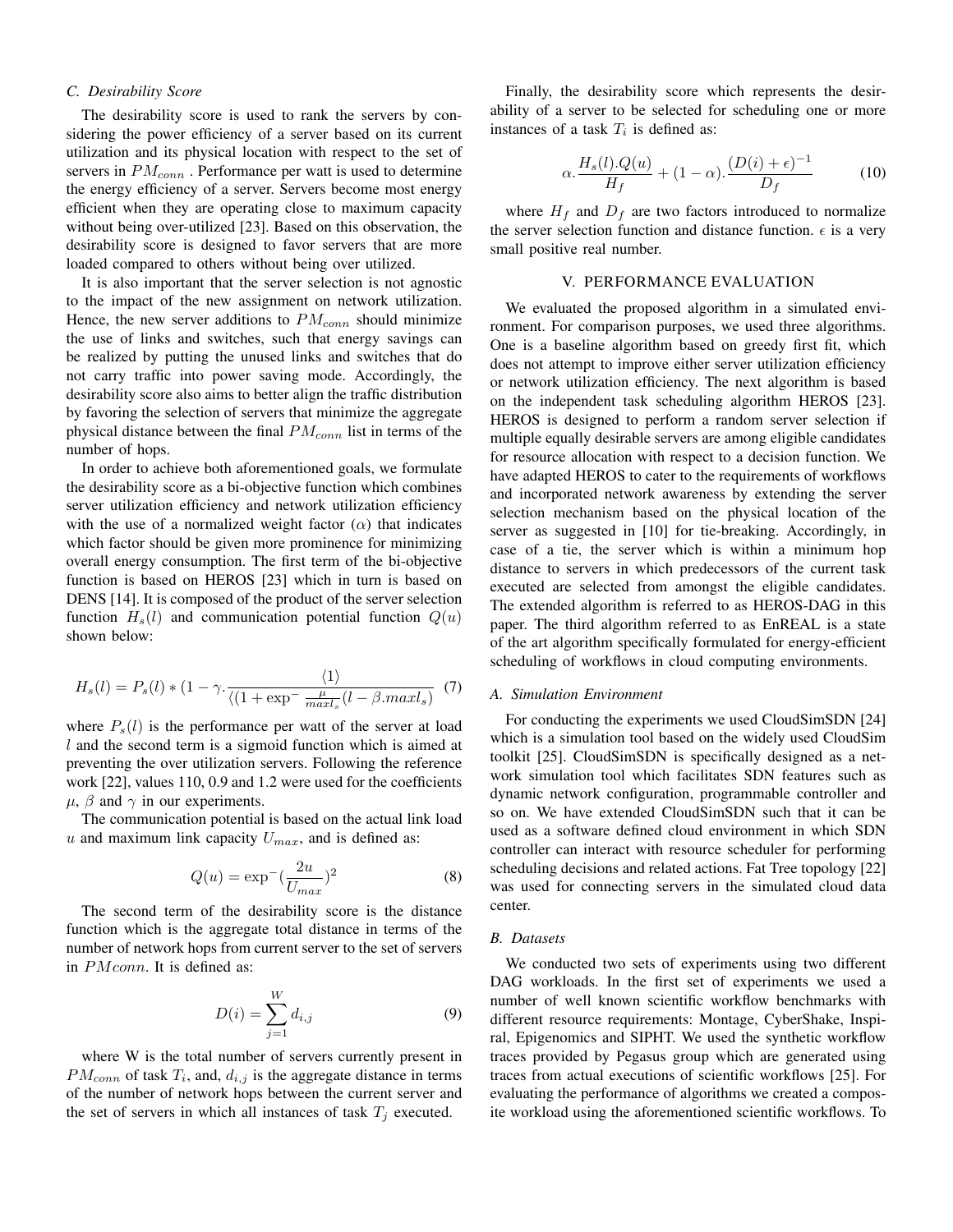### C. Desirability Score

The desirability score is used to rank the servers by considering the power efficiency of a server based on its current utilization and its physical location with respect to the set of servers in $PM_{conn}$ . Performance per watt is used to determine the energy efficiency of a server. Servers become most energy efficient when they are operating close to maximum capacity without being over-utilized [23]. Based on this observation, the desirability score is designed to favor servers that are more loaded compared to others without being over utilized.

It is also important that the server selection is not agnostic to the impact of the new assignment on network utilization. Hence, the new server additions to $PM_{conn}$ should minimize the use of links and switches, such that energy savings can be realized by putting the unused links and switches that do not carry traffic into power saving mode. Accordingly, the desirability score also aims to better align the traffic distribution by favoring the selection of servers that minimize the aggregate physical distance between the final $PM_{conn}$ list in terms of the number of hops.

In order to achieve both aforementioned goals, we formulate the desirability score as a bi-objective function which combines server utilization efficiency and network utilization efficiency with the use of a normalized weight factor ($\alpha$) that indicates which factor should be given more prominence for minimizing overall energy consumption. The first term of the bi-objective function is based on HEROS [23] which in turn is based on DENS [14]. It is composed of the product of the server selection function $H_s(l)$ and communication potential function $Q(u)$ shown below:

$$H_s(l) = P_s(l) * (1 - \gamma . \frac{\langle 1 \rangle}{\langle (1 + \exp^{-\frac{\mu}{maxl_s}(l - \beta . maxl_s)}} \quad (7)$$

where $P_s(l)$ is the performance per watt of the server at load $l$ and the second term is a sigmoid function which is aimed at preventing the over utilization servers. Following the reference work [22], values 110, 0.9 and 1.2 were used for the coefficients $\mu$, $\beta$ and $\gamma$ in our experiments.

The communication potential is based on the actual link load $u$ and maximum link capacity $U_{max}$, and is defined as:

$$Q(u) = \exp^{-} (\frac{2u}{U_{max}})^2 \quad (8)$$

The second term of the desirability score is the distance function which is the aggregate total distance in terms of the number of network hops from current server to the set of servers in $PMconn$. It is defined as:

$$D(i) = \sum_{j=1}^{W} d_{i,j} \quad (9)$$

where W is the total number of servers currently present in $PM_{conn}$ of task $T_i$, and, $d_{i,j}$ is the aggregate distance in terms of the number of network hops between the current server and the set of servers in which all instances of task $T_j$ executed.

Finally, the desirability score which represents the desirability of a server to be selected for scheduling one or more instances of a task $T_i$ is defined as:

$$\alpha . \frac{H_s(l).Q(u)}{H_f} + (1 - \alpha) . \frac{(D(i) + \epsilon)^{-1}}{D_f} \quad (10)$$

where $H_f$ and $D_f$ are two factors introduced to normalize the server selection function and distance function. $\epsilon$ is a very small positive real number.

## V. PERFORMANCE EVALUATION

We evaluated the proposed algorithm in a simulated environment. For comparison purposes, we used three algorithms. One is a baseline algorithm based on greedy first fit, which does not attempt to improve either server utilization efficiency or network utilization efficiency. The next algorithm is based on the independent task scheduling algorithm HEROS [23]. HEROS is designed to perform a random server selection if multiple equally desirable servers are among eligible candidates for resource allocation with respect to a decision function. We have adapted HEROS to cater to the requirements of workflows and incorporated network awareness by extending the server selection mechanism based on the physical location of the server as suggested in [10] for tie-breaking. Accordingly, in case of a tie, the server which is within a minimum hop distance to servers in which predecessors of the current task executed are selected from amongst the eligible candidates. The extended algorithm is referred to as HEROS-DAG in this paper. The third algorithm referred to as EnREAL is a state of the art algorithm specifically formulated for energy-efficient scheduling of workflows in cloud computing environments.

### A. Simulation Environment

For conducting the experiments we used CloudSimSDN [24] which is a simulation tool based on the widely used CloudSim toolkit [25]. CloudSimSDN is specifically designed as a network simulation tool which facilitates SDN features such as dynamic network configuration, programmable controller and so on. We have extended CloudSimSDN such that it can be used as a software defined cloud environment in which SDN controller can interact with resource scheduler for performing scheduling decisions and related actions. Fat Tree topology [22] was used for connecting servers in the simulated cloud data center.

### B. Datasets

We conducted two sets of experiments using two different DAG workloads. In the first set of experiments we used a number of well known scientific workflow benchmarks with different resource requirements: Montage, CyberShake, Inspiral, Epigenomics and SIPHT. We used the synthetic workflow traces provided by Pegasus group which are generated using traces from actual executions of scientific workflows [25]. For evaluating the performance of algorithms we created a composite workload using the aforementioned scientific workflows. To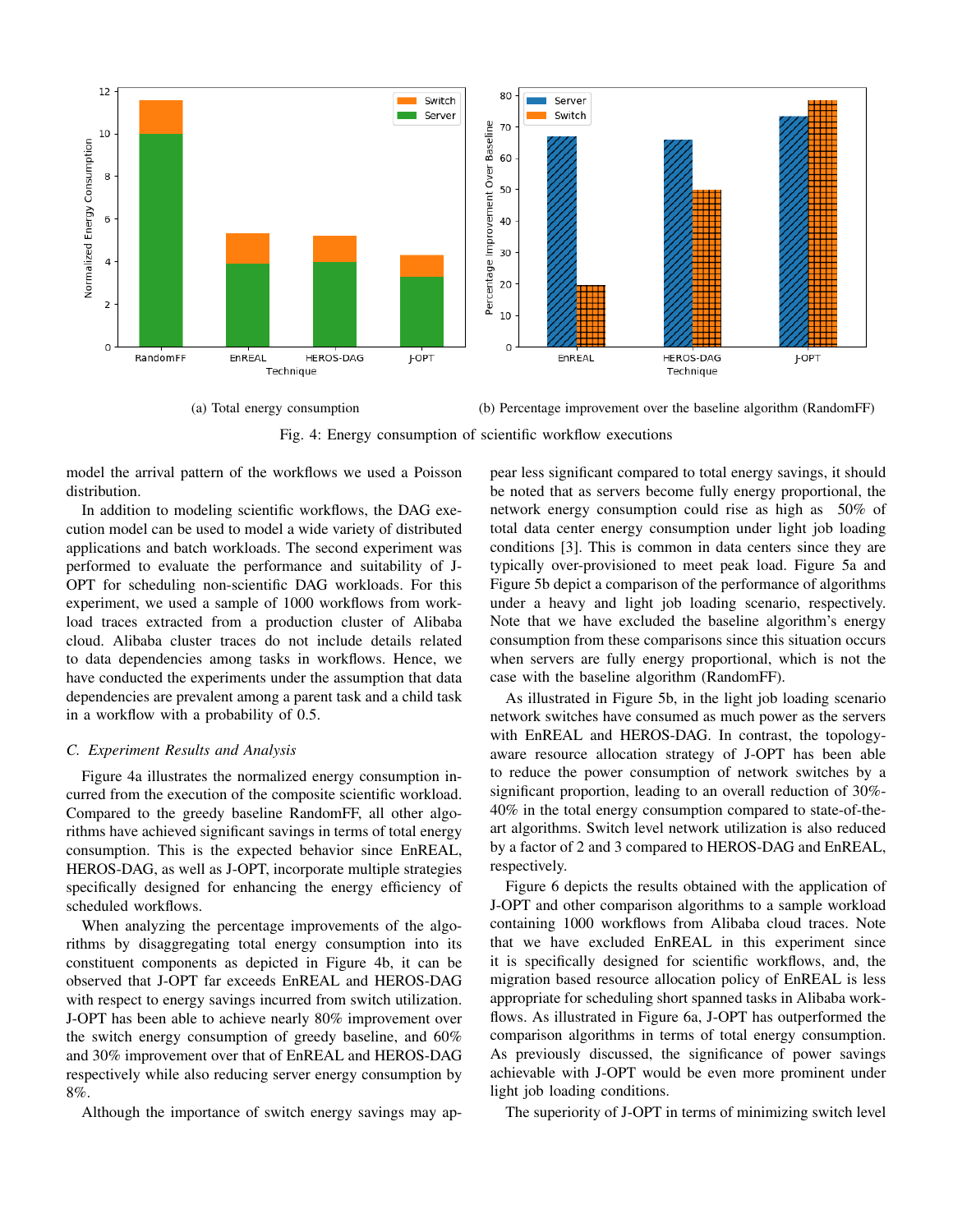(a) Total energy consumption

(b) Percentage improvement over the baseline algorithm (RandomFF)

Fig. 4: Energy consumption of scientific workflow executions

model the arrival pattern of the workflows we used a Poisson distribution.

In addition to modeling scientific workflows, the DAG execution model can be used to model a wide variety of distributed applications and batch workloads. The second experiment was performed to evaluate the performance and suitability of J-OPT for scheduling non-scientific DAG workloads. For this experiment, we used a sample of 1000 workflows from workload traces extracted from a production cluster of Alibaba cloud. Alibaba cluster traces do not include details related to data dependencies among tasks in workflows. Hence, we have conducted the experiments under the assumption that data dependencies are prevalent among a parent task and a child task in a workflow with a probability of 0.5.

### *C. Experiment Results and Analysis*

Figure 4a illustrates the normalized energy consumption incurred from the execution of the composite scientific workload. Compared to the greedy baseline RandomFF, all other algorithms have achieved significant savings in terms of total energy consumption. This is the expected behavior since EnREAL, HEROS-DAG, as well as J-OPT, incorporate multiple strategies specifically designed for enhancing the energy efficiency of scheduled workflows.

When analyzing the percentage improvements of the algorithms by disaggregating total energy consumption into its constituent components as depicted in Figure 4b, it can be observed that J-OPT far exceeds EnREAL and HEROS-DAG with respect to energy savings incurred from switch utilization. J-OPT has been able to achieve nearly 80% improvement over the switch energy consumption of greedy baseline, and 60% and 30% improvement over that of EnREAL and HEROS-DAG respectively while also reducing server energy consumption by 8%.

Although the importance of switch energy savings may appear less significant compared to total energy savings, it should be noted that as servers become fully energy proportional, the network energy consumption could rise as high as 50% of total data center energy consumption under light job loading conditions [3]. This is common in data centers since they are typically over-provisioned to meet peak load. Figure 5a and Figure 5b depict a comparison of the performance of algorithms under a heavy and light job loading scenario, respectively. Note that we have excluded the baseline algorithm's energy consumption from these comparisons since this situation occurs when servers are fully energy proportional, which is not the case with the baseline algorithm (RandomFF).

As illustrated in Figure 5b, in the light job loading scenario network switches have consumed as much power as the servers with EnREAL and HEROS-DAG. In contrast, the topology-aware resource allocation strategy of J-OPT has been able to reduce the power consumption of network switches by a significant proportion, leading to an overall reduction of 30%-40% in the total energy consumption compared to state-of-the-art algorithms. Switch level network utilization is also reduced by a factor of 2 and 3 compared to HEROS-DAG and EnREAL, respectively.

Figure 6 depicts the results obtained with the application of J-OPT and other comparison algorithms to a sample workload containing 1000 workflows from Alibaba cloud traces. Note that we have excluded EnREAL in this experiment since it is specifically designed for scientific workflows, and, the migration based resource allocation policy of EnREAL is less appropriate for scheduling short spanned tasks in Alibaba workflows. As illustrated in Figure 6a, J-OPT has outperformed the comparison algorithms in terms of total energy consumption. As previously discussed, the significance of power savings achievable with J-OPT would be even more prominent under light job loading conditions.

The superiority of J-OPT in terms of minimizing switch level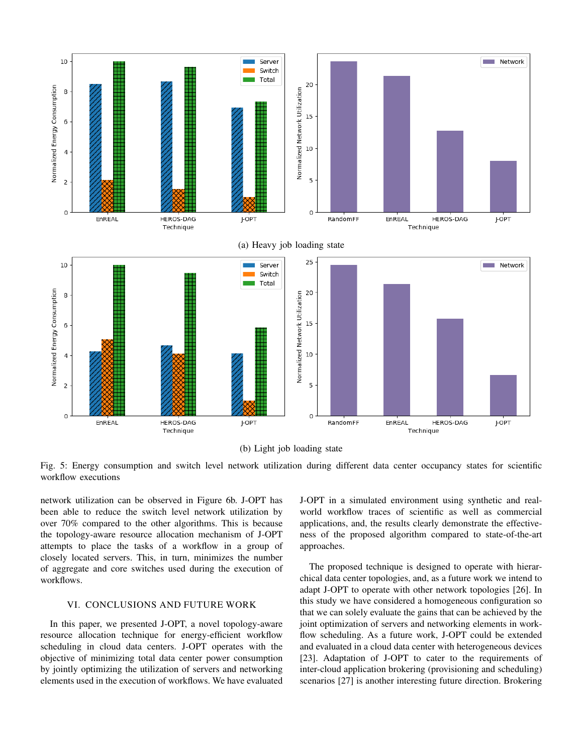(a) Heavy job loading state

(b) Light job loading state

Fig. 5: Energy consumption and switch level network utilization during different data center occupancy states for scientific workflow executions

network utilization can be observed in Figure 6b. J-OPT has been able to reduce the switch level network utilization by over 70% compared to the other algorithms. This is because the topology-aware resource allocation mechanism of J-OPT attempts to place the tasks of a workflow in a group of closely located servers. This, in turn, minimizes the number of aggregate and core switches used during the execution of workflows.

## VI. Conclusions and Future Work

In this paper, we presented J-OPT, a novel topology-aware resource allocation technique for energy-efficient workflow scheduling in cloud data centers. J-OPT operates with the objective of minimizing total data center power consumption by jointly optimizing the utilization of servers and networking elements used in the execution of workflows. We have evaluated J-OPT in a simulated environment using synthetic and real-world workflow traces of scientific as well as commercial applications, and, the results clearly demonstrate the effectiveness of the proposed algorithm compared to state-of-the-art approaches.

The proposed technique is designed to operate with hierarchical data center topologies, and, as a future work we intend to adapt J-OPT to operate with other network topologies [26]. In this study we have considered a homogeneous configuration so that we can solely evaluate the gains that can be achieved by the joint optimization of servers and networking elements in workflow scheduling. As a future work, J-OPT could be extended and evaluated in a cloud data center with heterogeneous devices [23]. Adaptation of J-OPT to cater to the requirements of inter-cloud application brokering (provisioning and scheduling) scenarios [27] is another interesting future direction. Brokering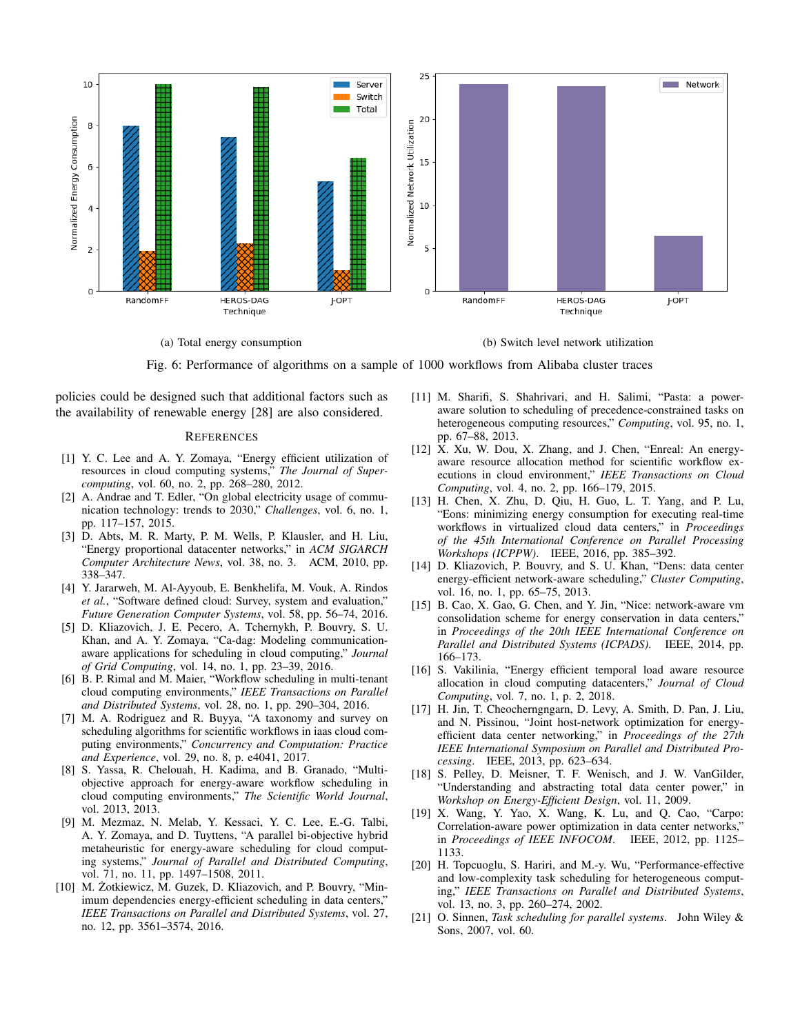(a) Total energy consumption

(b) Switch level network utilization

Fig. 6: Performance of algorithms on a sample of 1000 workflows from Alibaba cluster traces

policies could be designed such that additional factors such as the availability of renewable energy [28] are also considered.

## References

[1] Y. C. Lee and A. Y. Zomaya, "Energy efficient utilization of resources in cloud computing systems," *The Journal of Supercomputing*, vol. 60, no. 2, pp. 268–280, 2012.

[2] A. Andrae and T. Edler, "On global electricity usage of communication technology: trends to 2030," *Challenges*, vol. 6, no. 1, pp. 117–157, 2015.

[3] D. Abts, M. R. Marty, P. M. Wells, P. Klausler, and H. Liu, "Energy proportional datacenter networks," in *ACM SIGARCH Computer Architecture News*, vol. 38, no. 3. ACM, 2010, pp. 338–347.

[4] Y. Jararweh, M. Al-Ayyoub, E. Benkhelifa, M. Vouk, A. Rindos *et al.*, "Software defined cloud: Survey, system and evaluation," *Future Generation Computer Systems*, vol. 58, pp. 56–74, 2016.

[5] D. Kliazovich, J. E. Pecero, A. Tchernykh, P. Bouvry, S. U. Khan, and A. Y. Zomaya, "Ca-dag: Modeling communication-aware applications for scheduling in cloud computing," *Journal of Grid Computing*, vol. 14, no. 1, pp. 23–39, 2016.

[6] B. P. Rimal and M. Maier, "Workflow scheduling in multi-tenant cloud computing environments," *IEEE Transactions on Parallel and Distributed Systems*, vol. 28, no. 1, pp. 290–304, 2016.

[7] M. A. Rodriguez and R. Buyya, "A taxonomy and survey on scheduling algorithms for scientific workflows in iaas cloud computing environments," *Concurrency and Computation: Practice and Experience*, vol. 29, no. 8, p. e4041, 2017.

[8] S. Yassa, R. Chelouah, H. Kadima, and B. Granado, "Multi-objective approach for energy-aware workflow scheduling in cloud computing environments," *The Scientific World Journal*, vol. 2013, 2013.

[9] M. Mezmaz, N. Melab, Y. Kessaci, Y. C. Lee, E.-G. Talbi, A. Y. Zomaya, and D. Tuyttens, "A parallel bi-objective hybrid metaheuristic for energy-aware scheduling for cloud computing systems," *Journal of Parallel and Distributed Computing*, vol. 71, no. 11, pp. 1497–1508, 2011.

[10] M. Żotkiewicz, M. Guzek, D. Kliazovich, and P. Bouvry, "Minimum dependencies energy-efficient scheduling in data centers," *IEEE Transactions on Parallel and Distributed Systems*, vol. 27, no. 12, pp. 3561–3574, 2016.

[11] M. Sharifi, S. Shahrivari, and H. Salimi, "Pasta: a power-aware solution to scheduling of precedence-constrained tasks on heterogeneous computing resources," *Computing*, vol. 95, no. 1, pp. 67–88, 2013.

[12] X. Xu, W. Dou, X. Zhang, and J. Chen, "Enreal: An energy-aware resource allocation method for scientific workflow executions in cloud environment," *IEEE Transactions on Cloud Computing*, vol. 4, no. 2, pp. 166–179, 2015.

[13] H. Chen, X. Zhu, D. Qiu, H. Guo, L. T. Yang, and P. Lu, "Eons: minimizing energy consumption for executing real-time workflows in virtualized cloud data centers," in *Proceedings of the 45th International Conference on Parallel Processing Workshops (ICPPW)*. IEEE, 2016, pp. 385–392.

[14] D. Kliazovich, P. Bouvry, and S. U. Khan, "Dens: data center energy-efficient network-aware scheduling," *Cluster Computing*, vol. 16, no. 1, pp. 65–75, 2013.

[15] B. Cao, X. Gao, G. Chen, and Y. Jin, "Nice: network-aware vm consolidation scheme for energy conservation in data centers," in *Proceedings of the 20th IEEE International Conference on Parallel and Distributed Systems (ICPADS)*. IEEE, 2014, pp. 166–173.

[16] S. Vakilinia, "Energy efficient temporal load aware resource allocation in cloud computing datacenters," *Journal of Cloud Computing*, vol. 7, no. 1, p. 2, 2018.

[17] H. Jin, T. Cheocherngngarn, D. Levy, A. Smith, D. Pan, J. Liu, and N. Pissinou, "Joint host-network optimization for energy-efficient data center networking," in *Proceedings of the 27th IEEE International Symposium on Parallel and Distributed Processing*. IEEE, 2013, pp. 623–634.

[18] S. Pelley, D. Meisner, T. F. Wenisch, and J. W. VanGilder, "Understanding and abstracting total data center power," in *Workshop on Energy-Efficient Design*, vol. 11, 2009.

[19] X. Wang, Y. Yao, X. Wang, K. Lu, and Q. Cao, "Carpo: Correlation-aware power optimization in data center networks," in *Proceedings of IEEE INFOCOM*. IEEE, 2012, pp. 1125–1133.

[20] H. Topcuoglu, S. Hariri, and M.-y. Wu, "Performance-effective and low-complexity task scheduling for heterogeneous computing," *IEEE Transactions on Parallel and Distributed Systems*, vol. 13, no. 3, pp. 260–274, 2002.

[21] O. Sinnen, *Task scheduling for parallel systems*. John Wiley & Sons, 2007, vol. 60.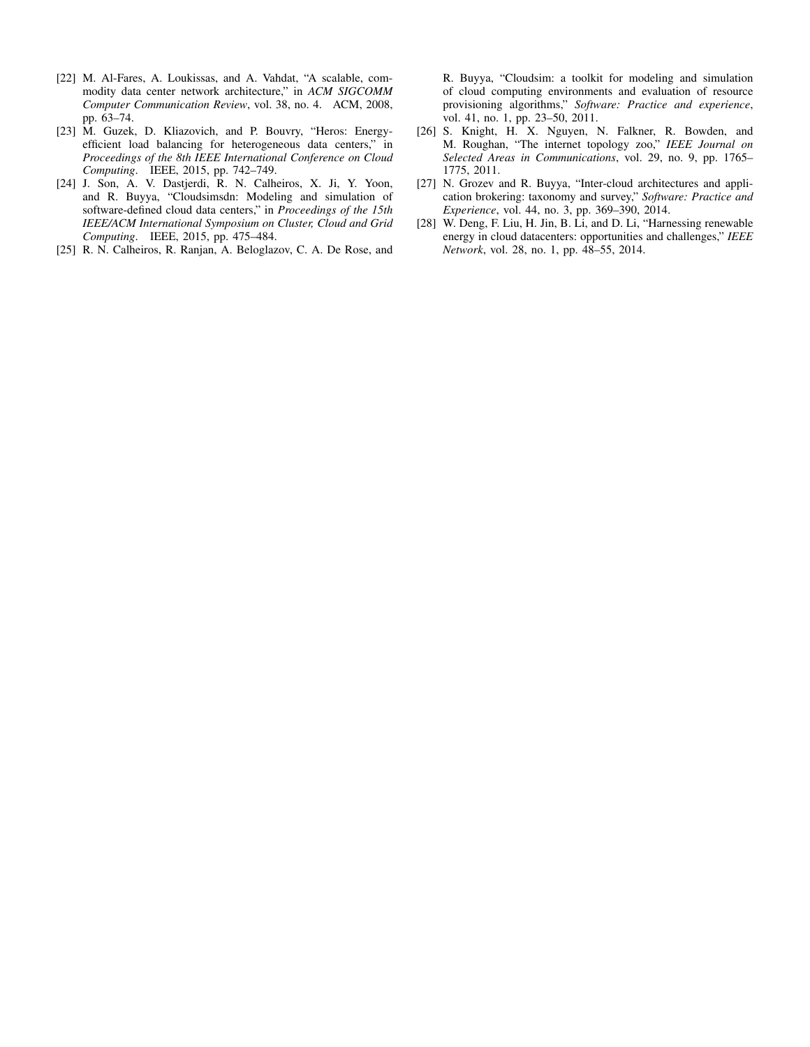[22] M. Al-Fares, A. Loukissas, and A. Vahdat, "A scalable, commodity data center network architecture," in *ACM SIGCOMM Computer Communication Review*, vol. 38, no. 4. ACM, 2008, pp. 63–74.

[23] M. Guzek, D. Kliazovich, and P. Bouvry, "Heros: Energy-efficient load balancing for heterogeneous data centers," in *Proceedings of the 8th IEEE International Conference on Cloud Computing*. IEEE, 2015, pp. 742–749.

[24] J. Son, A. V. Dastjerdi, R. N. Calheiros, X. Ji, Y. Yoon, and R. Buyya, "Cloudsimsdn: Modeling and simulation of software-defined cloud data centers," in *Proceedings of the 15th IEEE/ACM International Symposium on Cluster, Cloud and Grid Computing*. IEEE, 2015, pp. 475–484.

[25] R. N. Calheiros, R. Ranjan, A. Beloglazov, C. A. De Rose, and R. Buyya, "Cloudsim: a toolkit for modeling and simulation of cloud computing environments and evaluation of resource provisioning algorithms," *Software: Practice and experience*, vol. 41, no. 1, pp. 23–50, 2011.

[26] S. Knight, H. X. Nguyen, N. Falkner, R. Bowden, and M. Roughan, "The internet topology zoo," *IEEE Journal on Selected Areas in Communications*, vol. 29, no. 9, pp. 1765–1775, 2011.

[27] N. Grozev and R. Buyya, "Inter-cloud architectures and application brokering: taxonomy and survey," *Software: Practice and Experience*, vol. 44, no. 3, pp. 369–390, 2014.

[28] W. Deng, F. Liu, H. Jin, B. Li, and D. Li, "Harnessing renewable energy in cloud datacenters: opportunities and challenges," *IEEE Network*, vol. 28, no. 1, pp. 48–55, 2014.